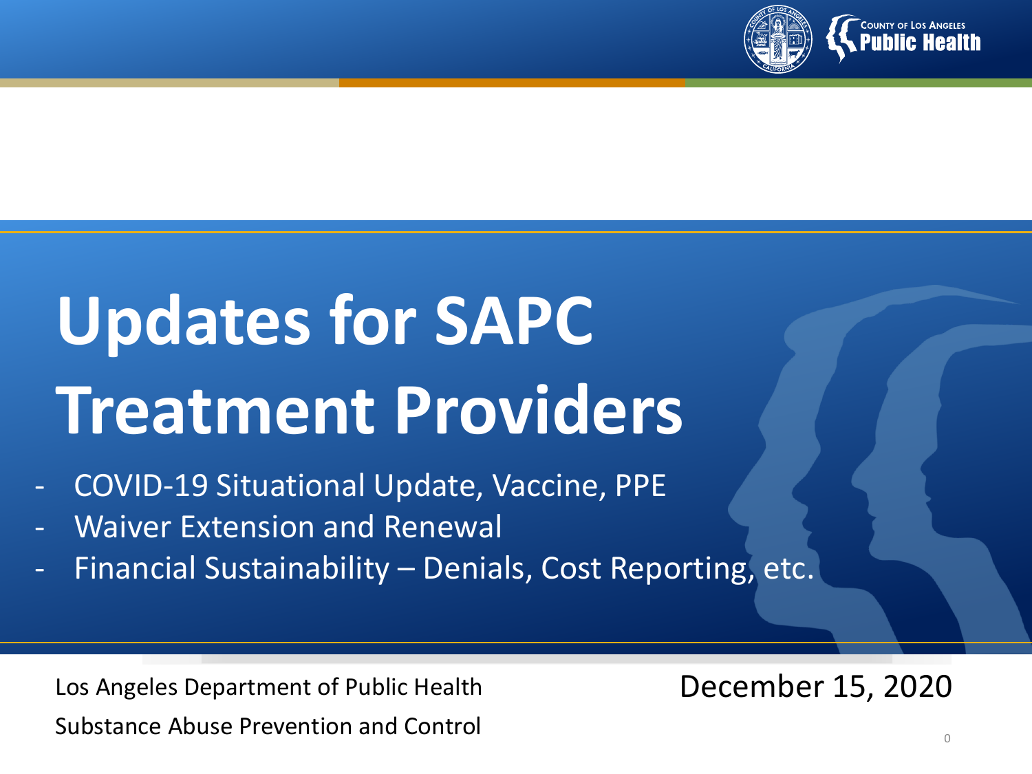# Updates for SAPC Treatment Providers

- COVID-19 Situational Update, Vaccine, PPE
- Waiver Extension and Renewal
- Financial Sustainability – Denials, Cost Reporting, etc.

Los Angeles Department of Public Health

Substance Abuse Prevention and Control

December 15, 2020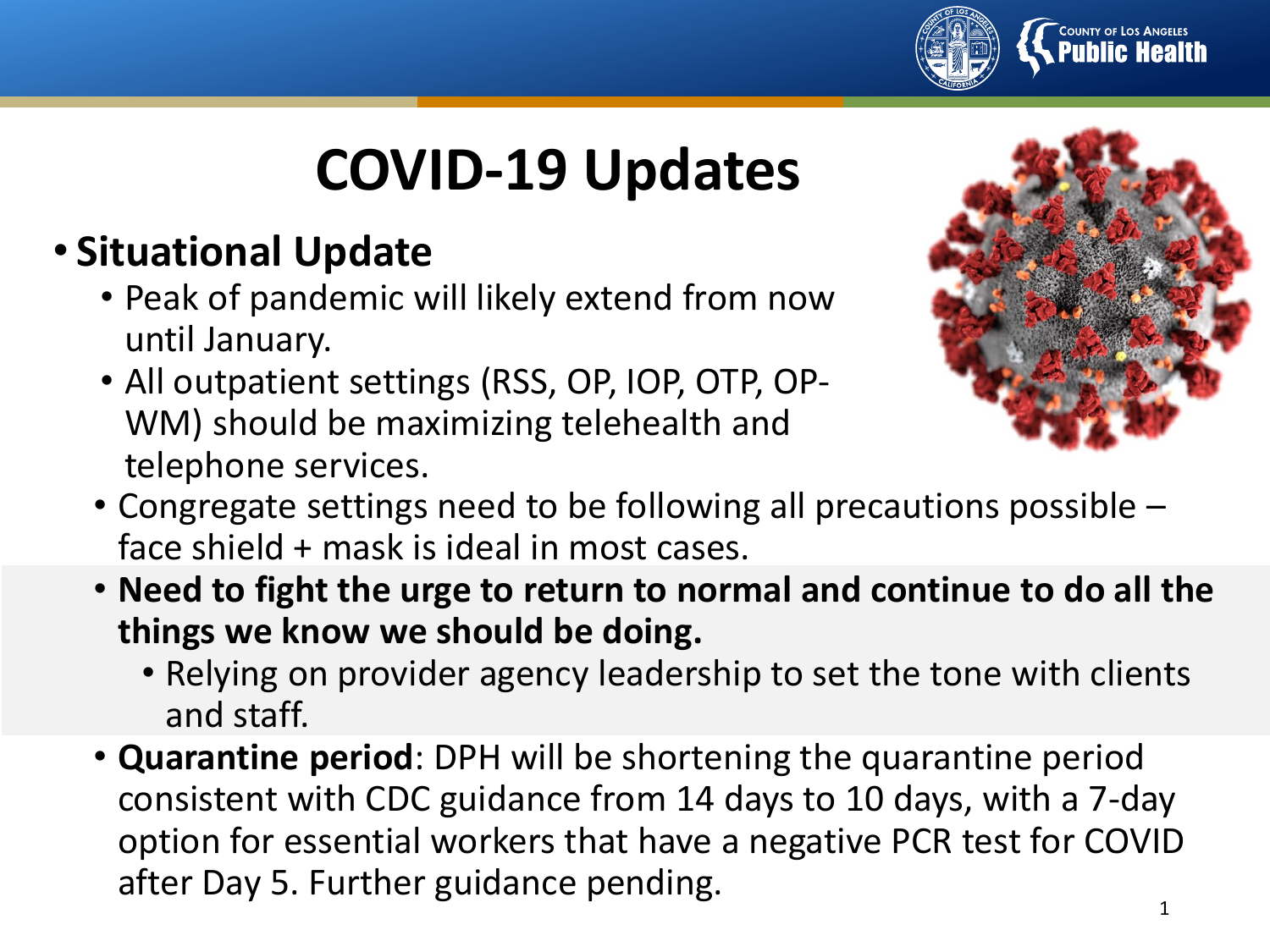# COVID-19 Updates

- **Situational Update**
  - Peak of pandemic will likely extend from now until January.
  - All outpatient settings (RSS, OP, IOP, OTP, OP-WM) should be maximizing telehealth and telephone services.
  - Congregate settings need to be following all precautions possible – face shield + mask is ideal in most cases.
  - **Need to fight the urge to return to normal and continue to do all the things we know we should be doing.**
    - Relying on provider agency leadership to set the tone with clients and staff.
  - **Quarantine period**: DPH will be shortening the quarantine period consistent with CDC guidance from 14 days to 10 days, with a 7-day option for essential workers that have a negative PCR test for COVID after Day 5. Further guidance pending.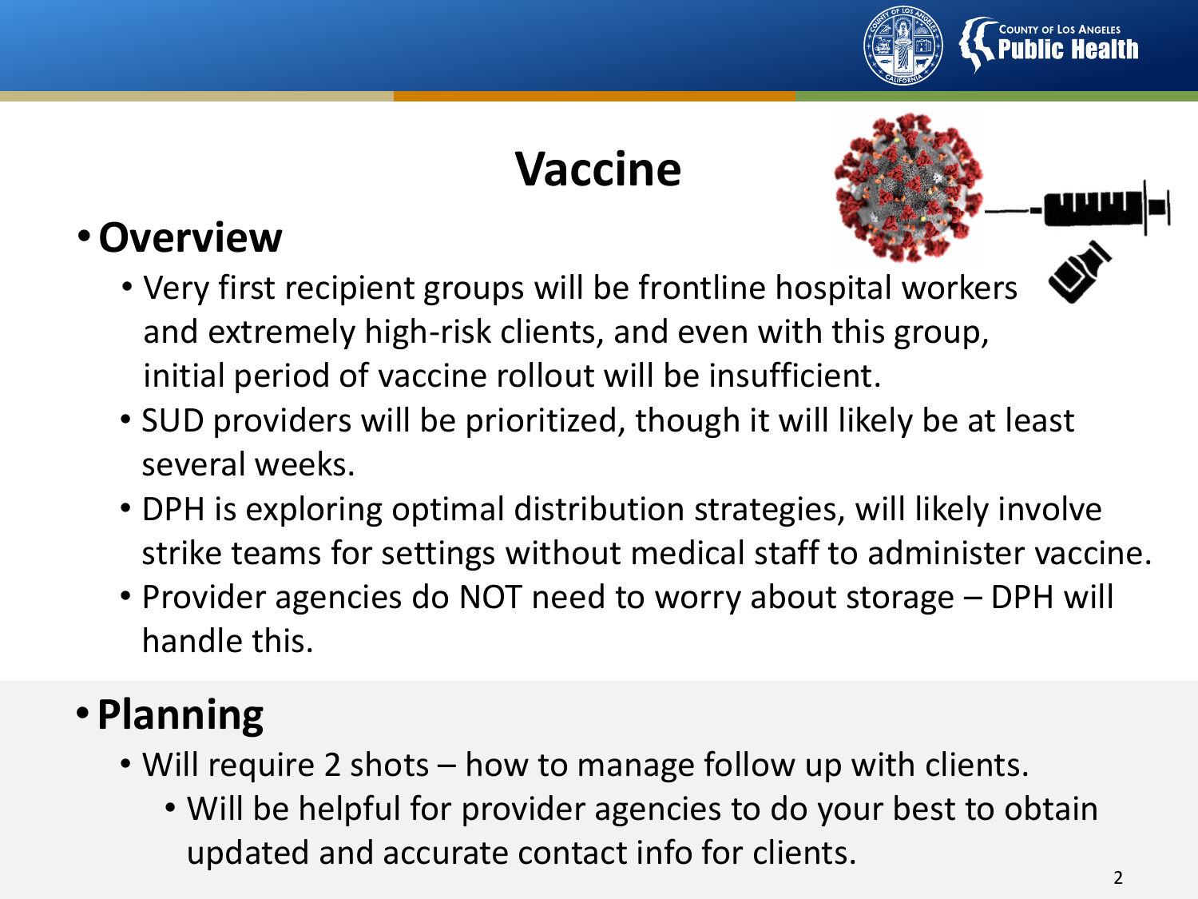# Vaccine

- **Overview**
  - Very first recipient groups will be frontline hospital workers and extremely high-risk clients, and even with this group, initial period of vaccine rollout will be insufficient.
  - SUD providers will be prioritized, though it will likely be at least several weeks.
  - DPH is exploring optimal distribution strategies, will likely involve strike teams for settings without medical staff to administer vaccine.
  - Provider agencies do NOT need to worry about storage – DPH will handle this.
- **Planning**
  - Will require 2 shots – how to manage follow up with clients.
    - Will be helpful for provider agencies to do your best to obtain updated and accurate contact info for clients.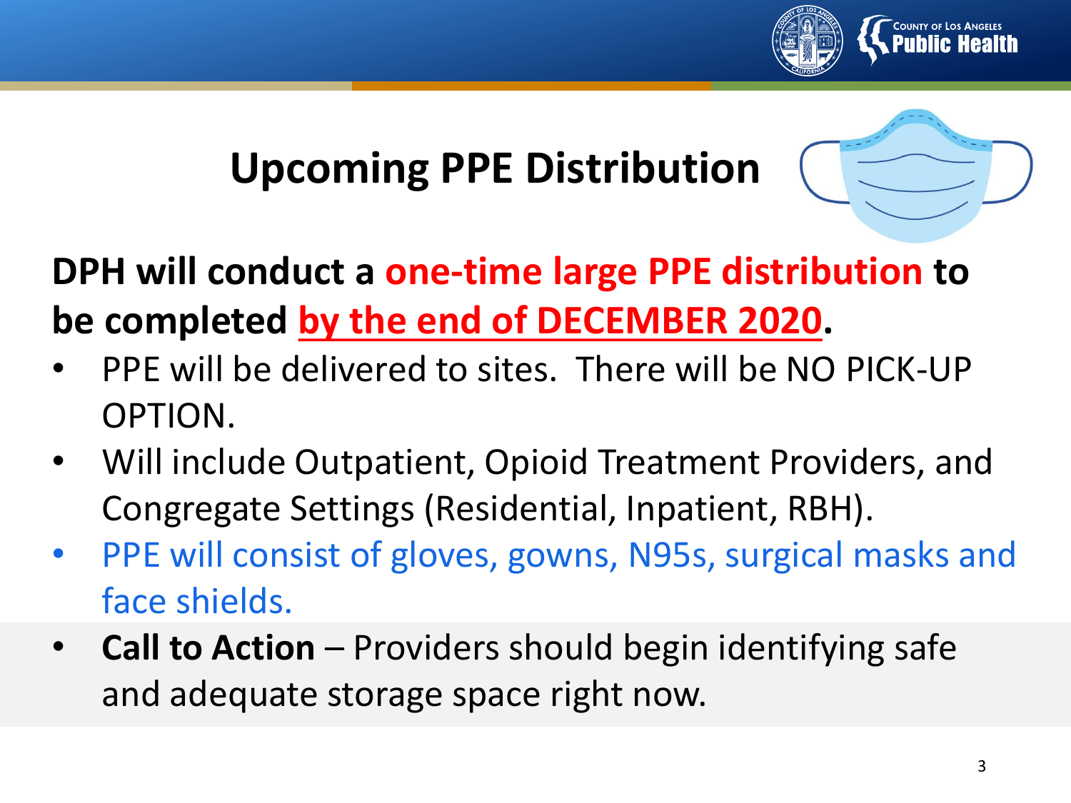# Upcoming PPE Distribution

**DPH will conduct a one-time large PPE distribution to be completed by the end of DECEMBER 2020.**

- PPE will be delivered to sites. There will be NO PICK-UP OPTION.
- Will include Outpatient, Opioid Treatment Providers, and Congregate Settings (Residential, Inpatient, RBH).
- PPE will consist of gloves, gowns, N95s, surgical masks and face shields.
- **Call to Action** – Providers should begin identifying safe and adequate storage space right now.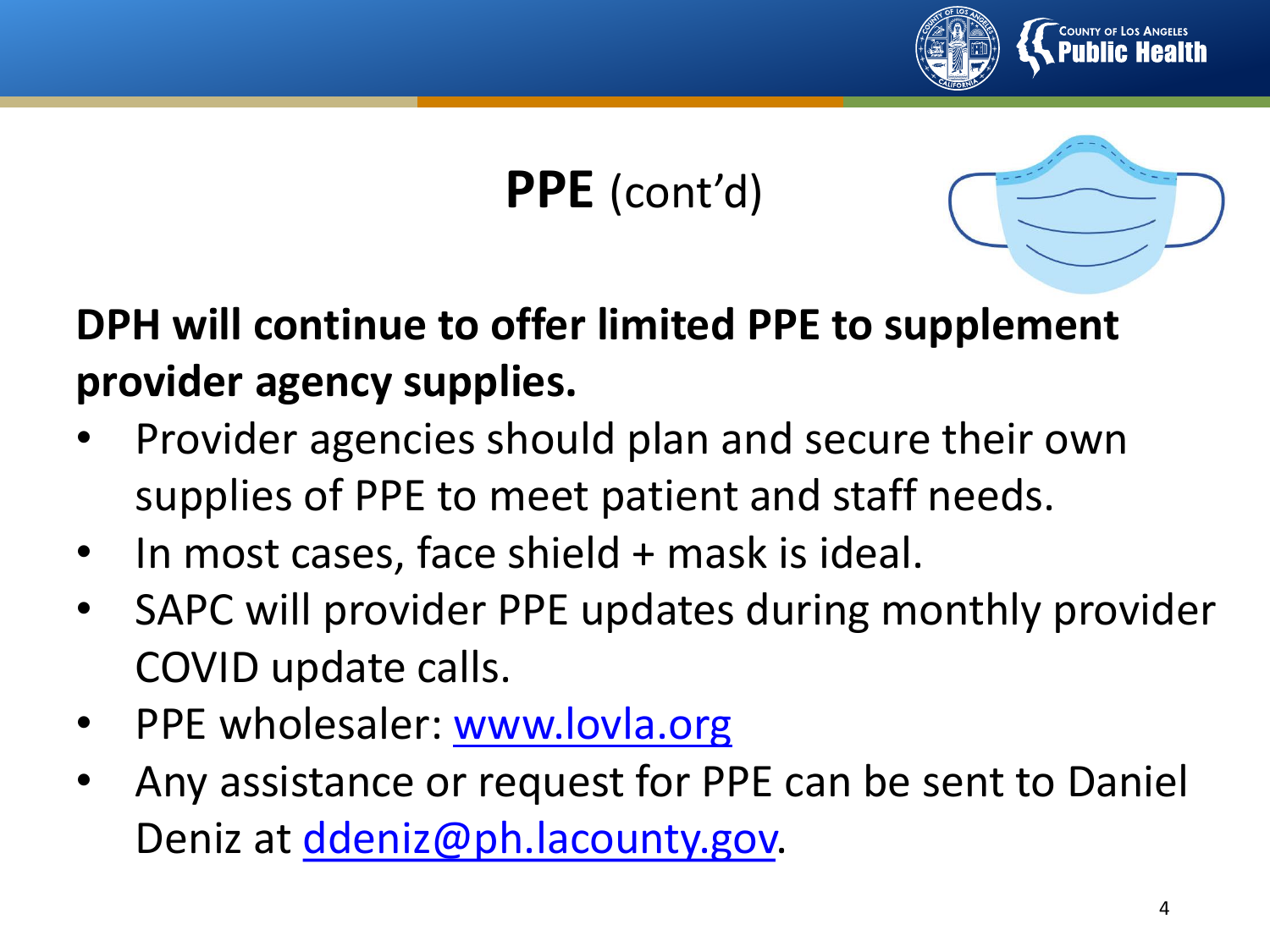# **PPE** (cont'd)

**DPH will continue to offer limited PPE to supplement provider agency supplies.**

- Provider agencies should plan and secure their own supplies of PPE to meet patient and staff needs.
- In most cases, face shield + mask is ideal.
- SAPC will provider PPE updates during monthly provider COVID update calls.
- PPE wholesaler: www.lovla.org
- Any assistance or request for PPE can be sent to Daniel Deniz at ddeniz@ph.lacounty.gov.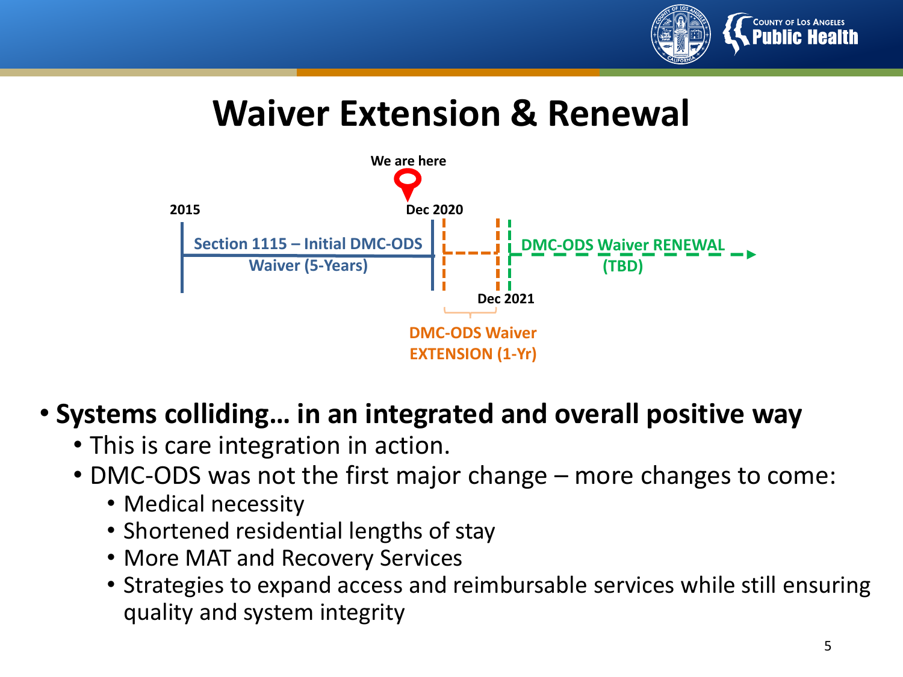# Waiver Extension & Renewal

We are here

2015

Dec 2020

Section 1115 – Initial DMC-ODS Waiver (5-Years)

DMC-ODS Waiver RENEWAL (TBD)

Dec 2021

DMC-ODS Waiver EXTENSION (1-Yr)

- **Systems colliding… in an integrated and overall positive way**
  - This is care integration in action.
  - DMC-ODS was not the first major change – more changes to come:
    - Medical necessity
    - Shortened residential lengths of stay
    - More MAT and Recovery Services
    - Strategies to expand access and reimbursable services while still ensuring quality and system integrity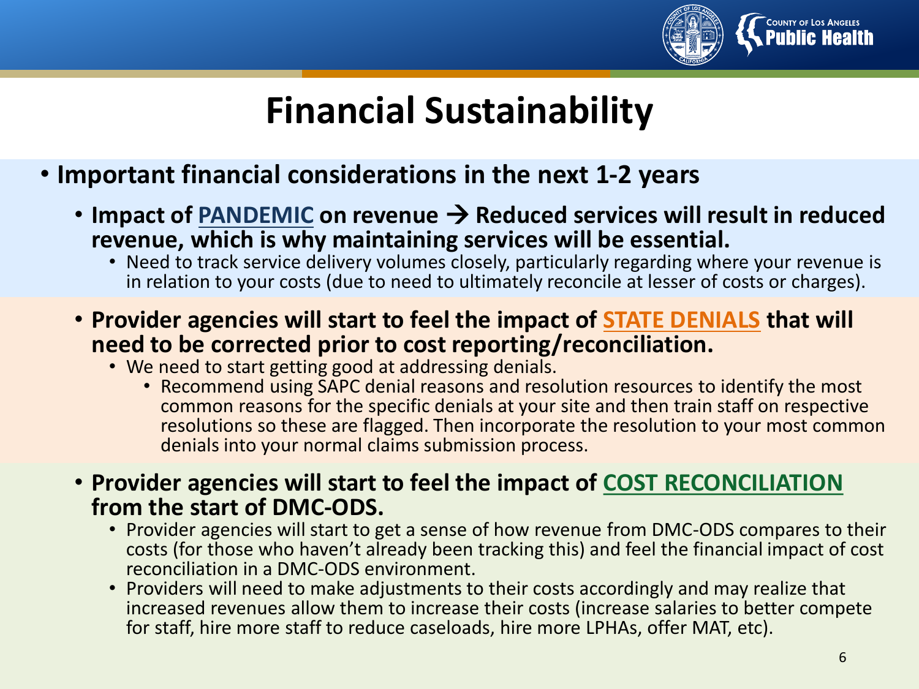# Financial Sustainability

- **Important financial considerations in the next 1-2 years**
  - **Impact of PANDEMIC on revenue → Reduced services will result in reduced revenue, which is why maintaining services will be essential.**
    - Need to track service delivery volumes closely, particularly regarding where your revenue is in relation to your costs (due to need to ultimately reconcile at lesser of costs or charges).
  - **Provider agencies will start to feel the impact of STATE DENIALS that will need to be corrected prior to cost reporting/reconciliation.**
    - We need to start getting good at addressing denials.
      - Recommend using SAPC denial reasons and resolution resources to identify the most common reasons for the specific denials at your site and then train staff on respective resolutions so these are flagged. Then incorporate the resolution to your most common denials into your normal claims submission process.
  - **Provider agencies will start to feel the impact of COST RECONCILIATION from the start of DMC-ODS.**
    - Provider agencies will start to get a sense of how revenue from DMC-ODS compares to their costs (for those who haven't already been tracking this) and feel the financial impact of cost reconciliation in a DMC-ODS environment.
    - Providers will need to make adjustments to their costs accordingly and may realize that increased revenues allow them to increase their costs (increase salaries to better compete for staff, hire more staff to reduce caseloads, hire more LPHAs, offer MAT, etc).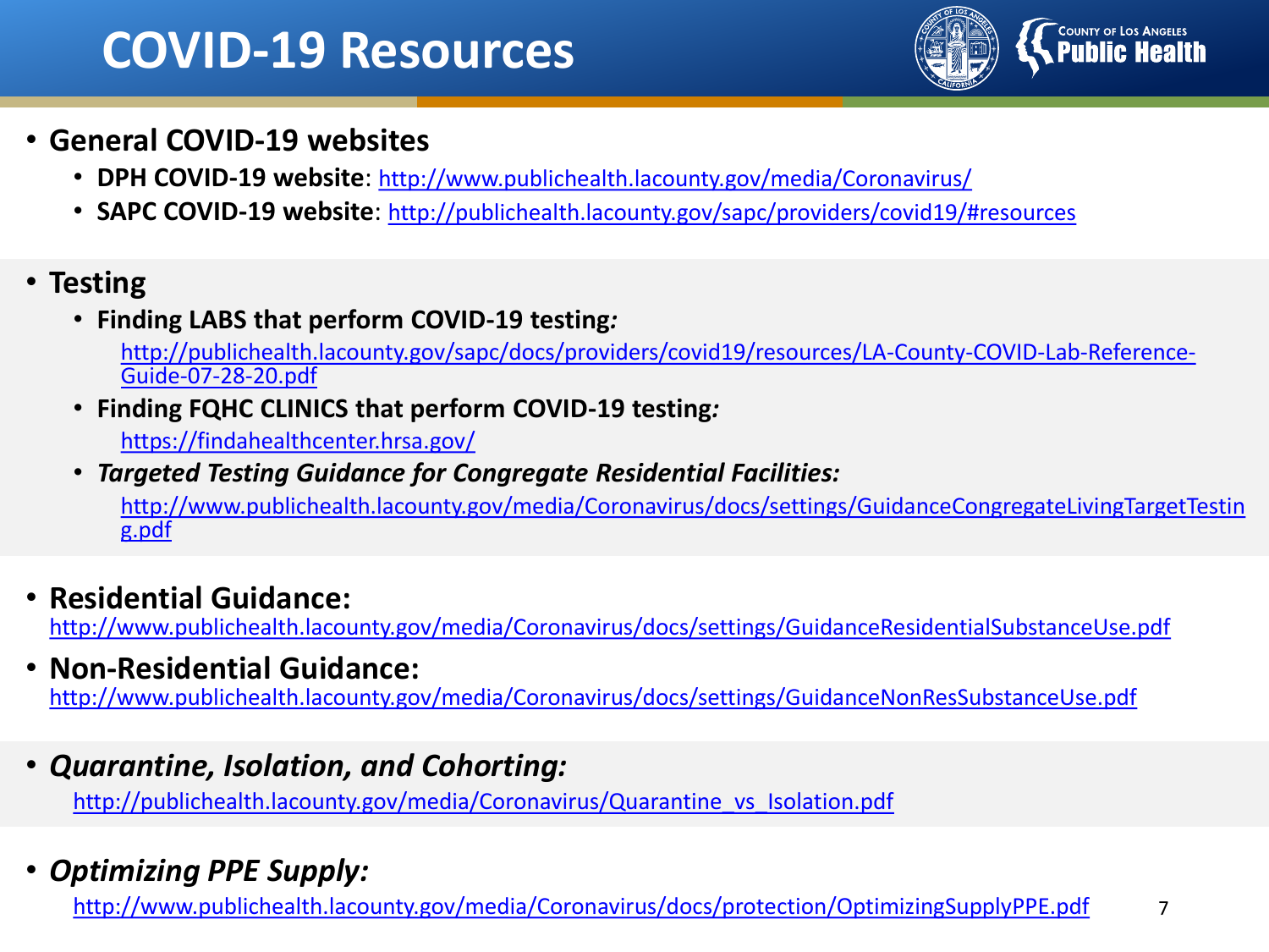# COVID-19 Resources

- **General COVID-19 websites**
  - **DPH COVID-19 website**: http://www.publichealth.lacounty.gov/media/Coronavirus/
  - **SAPC COVID-19 website**: http://publichealth.lacounty.gov/sapc/providers/covid19/#resources

- **Testing**
  - **Finding LABS that perform COVID-19 testing*:***
    http://publichealth.lacounty.gov/sapc/docs/providers/covid19/resources/LA-County-COVID-Lab-Reference-Guide-07-28-20.pdf
  - **Finding FQHC CLINICS that perform COVID-19 testing*:***
    https://findahealthcenter.hrsa.gov/
  - ***Targeted Testing Guidance for Congregate Residential Facilities:***
    http://www.publichealth.lacounty.gov/media/Coronavirus/docs/settings/GuidanceCongregateLivingTargetTesting.pdf

- **Residential Guidance:**
  http://www.publichealth.lacounty.gov/media/Coronavirus/docs/settings/GuidanceResidentialSubstanceUse.pdf

- **Non-Residential Guidance:**
  http://www.publichealth.lacounty.gov/media/Coronavirus/docs/settings/GuidanceNonResSubstanceUse.pdf

- ***Quarantine, Isolation, and Cohorting:***
  http://publichealth.lacounty.gov/media/Coronavirus/Quarantine_vs_Isolation.pdf

- ***Optimizing PPE Supply:***
  http://www.publichealth.lacounty.gov/media/Coronavirus/docs/protection/OptimizingSupplyPPE.pdf